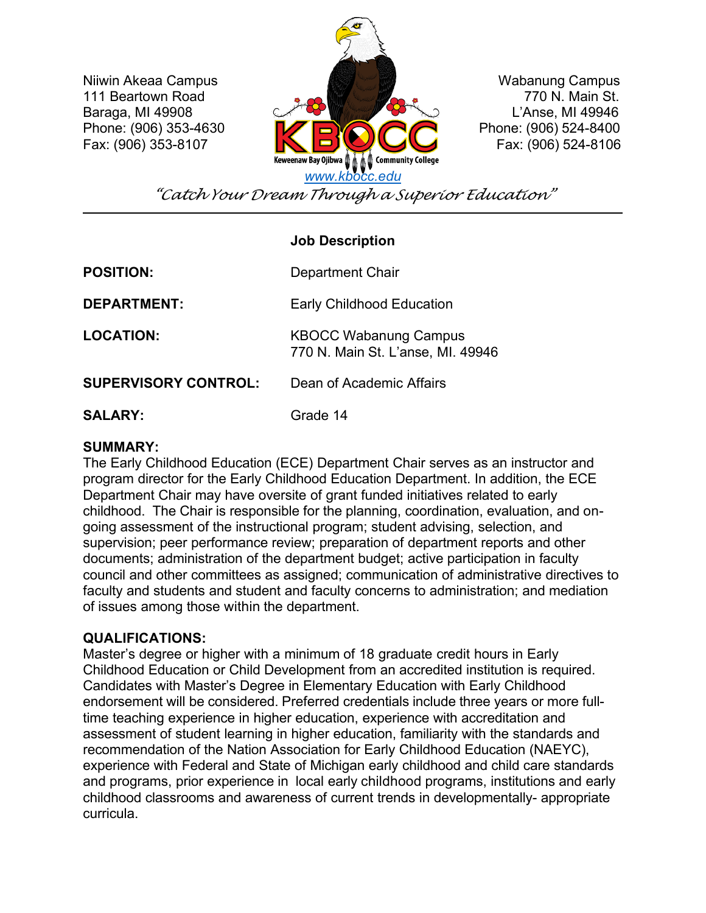Niiwin Akeaa Campus
111 Beartown Road
Baraga, MI 49908
Phone: (906) 353-4630
Fax: (906) 353-8107

Wabanung Campus
770 N. Main St.
L'Anse, MI 49946
Phone: (906) 524-8400
Fax: (906) 524-8106

KBOCC
Keweenaw Bay Ojibwa Community College

www.kbocc.edu

*"Catch Your Dream Through a Superior Education"*

---

## Job Description

| | |
|---|---|
| **POSITION:** | Department Chair |
| **DEPARTMENT:** | Early Childhood Education |
| **LOCATION:** | KBOCC Wabanung Campus<br>770 N. Main St. L'anse, MI. 49946 |
| **SUPERVISORY CONTROL:** | Dean of Academic Affairs |
| **SALARY:** | Grade 14 |

**SUMMARY:**
The Early Childhood Education (ECE) Department Chair serves as an instructor and program director for the Early Childhood Education Department. In addition, the ECE Department Chair may have oversite of grant funded initiatives related to early childhood. The Chair is responsible for the planning, coordination, evaluation, and on-going assessment of the instructional program; student advising, selection, and supervision; peer performance review; preparation of department reports and other documents; administration of the department budget; active participation in faculty council and other committees as assigned; communication of administrative directives to faculty and students and student and faculty concerns to administration; and mediation of issues among those within the department.

**QUALIFICATIONS:**
Master's degree or higher with a minimum of 18 graduate credit hours in Early Childhood Education or Child Development from an accredited institution is required. Candidates with Master's Degree in Elementary Education with Early Childhood endorsement will be considered. Preferred credentials include three years or more full-time teaching experience in higher education, experience with accreditation and assessment of student learning in higher education, familiarity with the standards and recommendation of the Nation Association for Early Childhood Education (NAEYC), experience with Federal and State of Michigan early childhood and child care standards and programs, prior experience in local early childhood programs, institutions and early childhood classrooms and awareness of current trends in developmentally- appropriate curricula.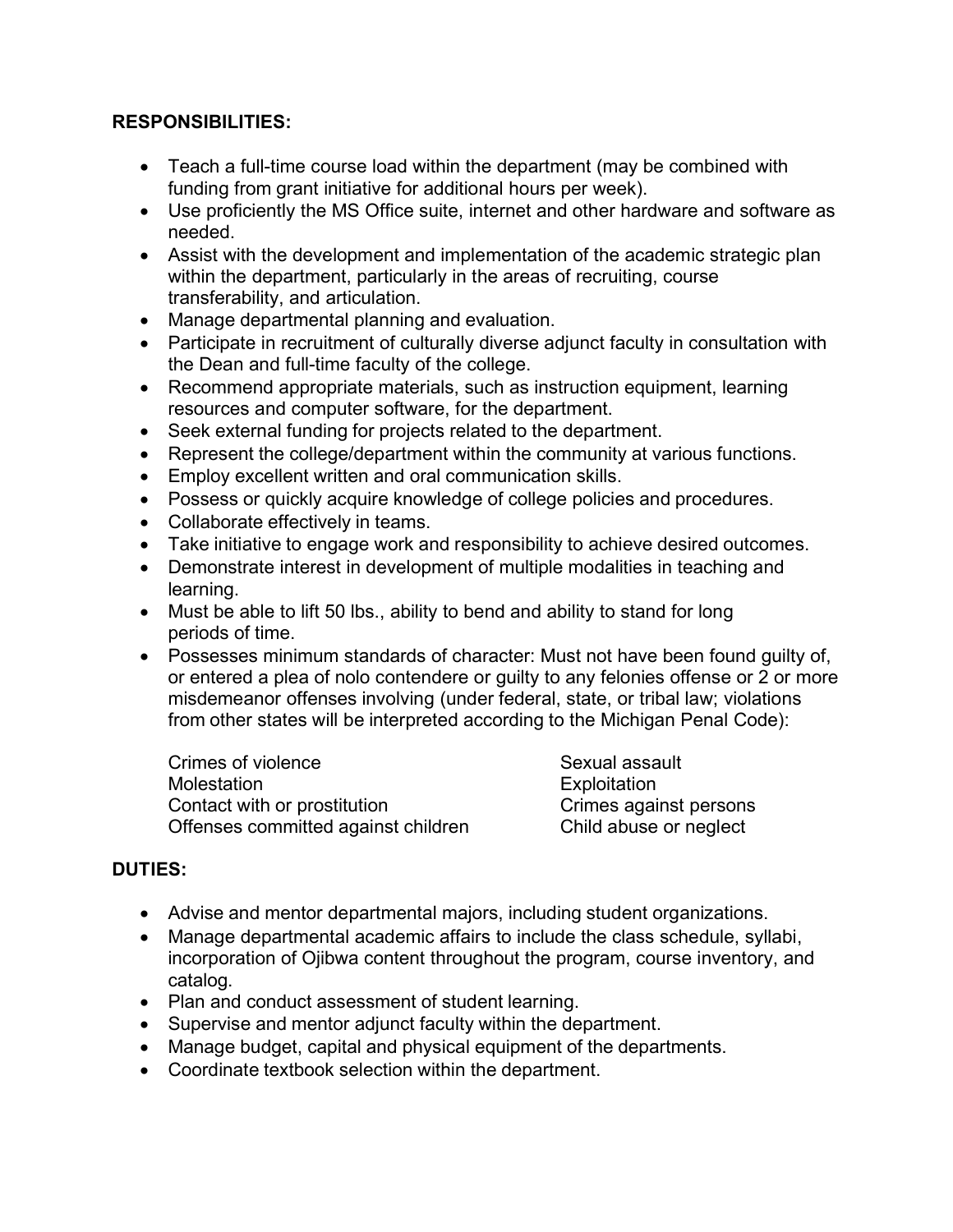**RESPONSIBILITIES:**

- Teach a full-time course load within the department (may be combined with funding from grant initiative for additional hours per week).
- Use proficiently the MS Office suite, internet and other hardware and software as needed.
- Assist with the development and implementation of the academic strategic plan within the department, particularly in the areas of recruiting, course transferability, and articulation.
- Manage departmental planning and evaluation.
- Participate in recruitment of culturally diverse adjunct faculty in consultation with the Dean and full-time faculty of the college.
- Recommend appropriate materials, such as instruction equipment, learning resources and computer software, for the department.
- Seek external funding for projects related to the department.
- Represent the college/department within the community at various functions.
- Employ excellent written and oral communication skills.
- Possess or quickly acquire knowledge of college policies and procedures.
- Collaborate effectively in teams.
- Take initiative to engage work and responsibility to achieve desired outcomes.
- Demonstrate interest in development of multiple modalities in teaching and learning.
- Must be able to lift 50 lbs., ability to bend and ability to stand for long periods of time.
- Possesses minimum standards of character: Must not have been found guilty of, or entered a plea of nolo contendere or guilty to any felonies offense or 2 or more misdemeanor offenses involving (under federal, state, or tribal law; violations from other states will be interpreted according to the Michigan Penal Code):

  Crimes of violence
  Molestation
  Contact with or prostitution
  Offenses committed against children
  Sexual assault
  Exploitation
  Crimes against persons
  Child abuse or neglect

**DUTIES:**

- Advise and mentor departmental majors, including student organizations.
- Manage departmental academic affairs to include the class schedule, syllabi, incorporation of Ojibwa content throughout the program, course inventory, and catalog.
- Plan and conduct assessment of student learning.
- Supervise and mentor adjunct faculty within the department.
- Manage budget, capital and physical equipment of the departments.
- Coordinate textbook selection within the department.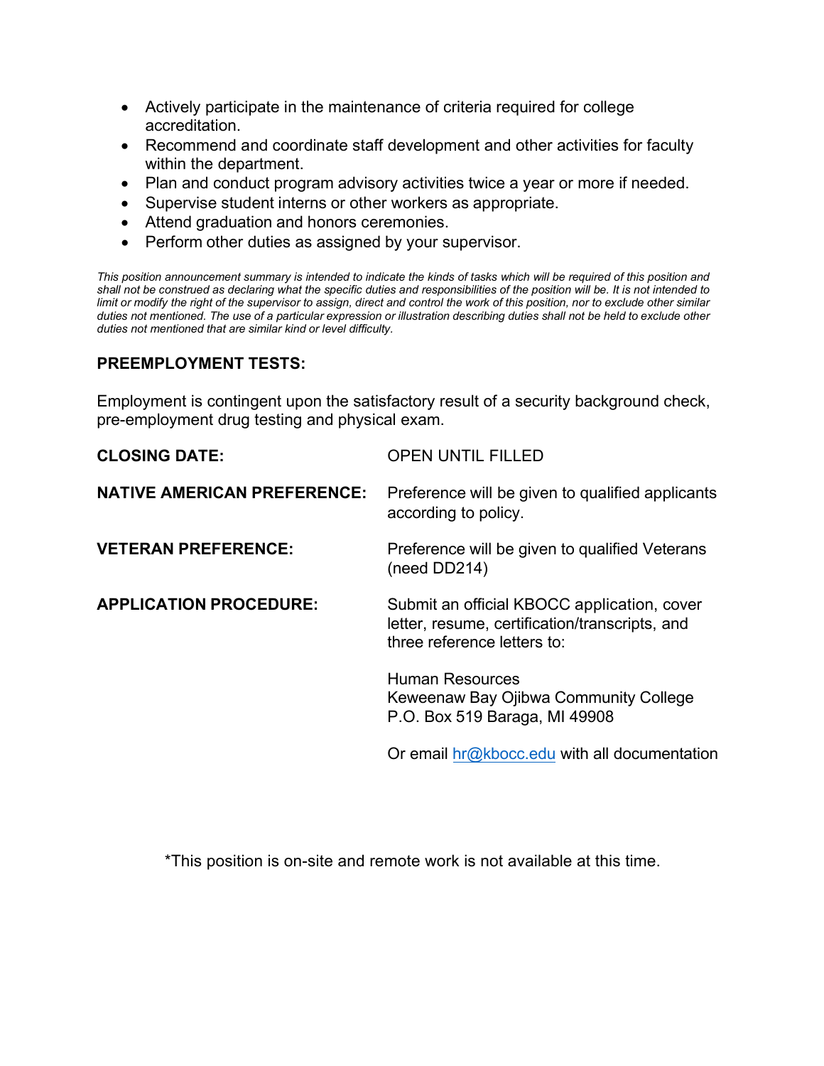- Actively participate in the maintenance of criteria required for college accreditation.
- Recommend and coordinate staff development and other activities for faculty within the department.
- Plan and conduct program advisory activities twice a year or more if needed.
- Supervise student interns or other workers as appropriate.
- Attend graduation and honors ceremonies.
- Perform other duties as assigned by your supervisor.

*This position announcement summary is intended to indicate the kinds of tasks which will be required of this position and shall not be construed as declaring what the specific duties and responsibilities of the position will be. It is not intended to limit or modify the right of the supervisor to assign, direct and control the work of this position, nor to exclude other similar duties not mentioned. The use of a particular expression or illustration describing duties shall not be held to exclude other duties not mentioned that are similar kind or level difficulty.*

**PREEMPLOYMENT TESTS:**

Employment is contingent upon the satisfactory result of a security background check, pre-employment drug testing and physical exam.

**CLOSING DATE:** OPEN UNTIL FILLED

**NATIVE AMERICAN PREFERENCE:** Preference will be given to qualified applicants according to policy.

**VETERAN PREFERENCE:** Preference will be given to qualified Veterans (need DD214)

**APPLICATION PROCEDURE:** Submit an official KBOCC application, cover letter, resume, certification/transcripts, and three reference letters to:

Human Resources
Keweenaw Bay Ojibwa Community College
P.O. Box 519 Baraga, MI 49908

Or email hr@kbocc.edu with all documentation

*This position is on-site and remote work is not available at this time.